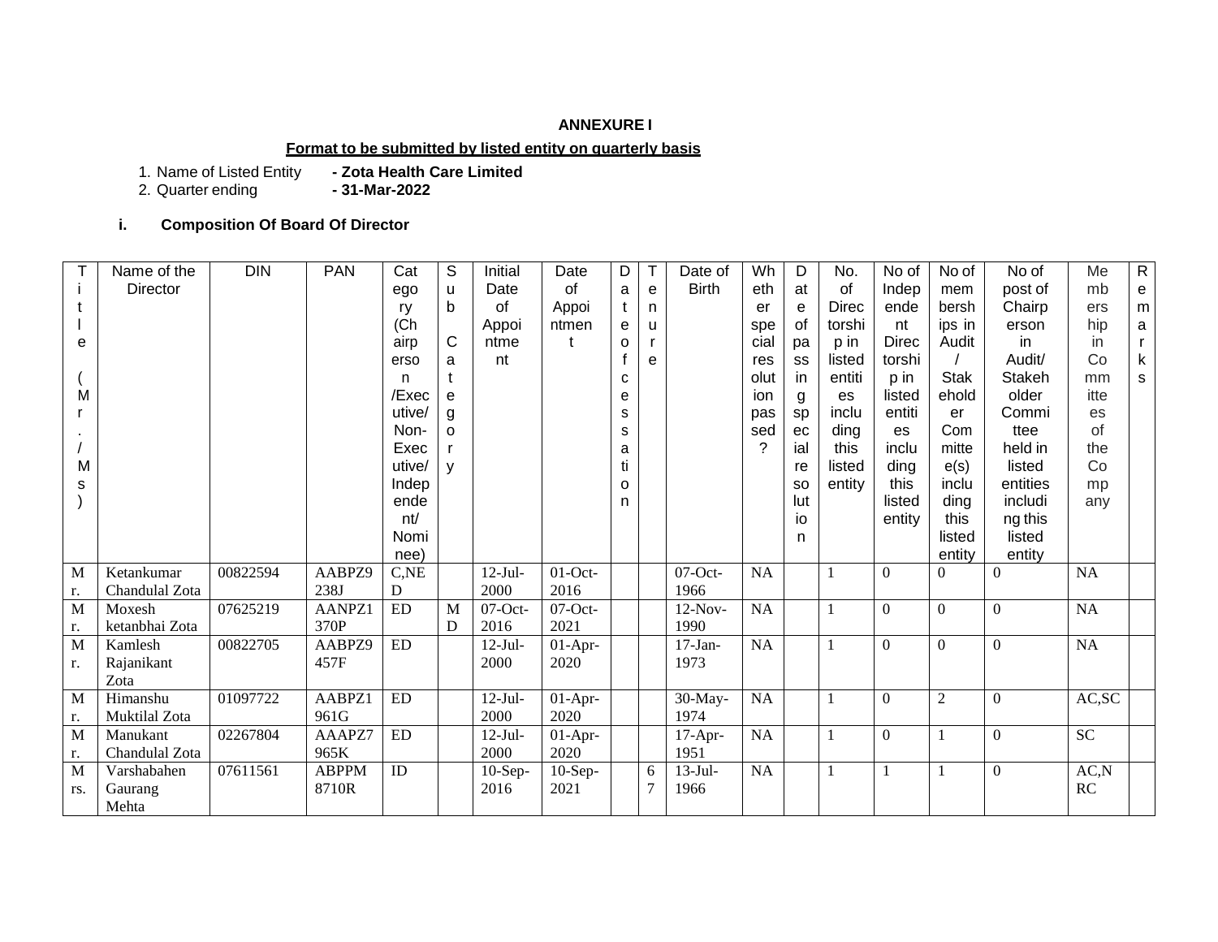**ANNEXURE I**

**Format to be submitted by listed entity on quarterly basis**

1. Name of Listed Entity **- Zota Health Care Limited**
2. Quarter ending **- 31-Mar-2022**

**i. Composition Of Board Of Director**

| Title (Mr./Ms) | Name of the Director | DIN | PAN | Category (Chairperson /Executive/ Non-Executive/ Independent/ Nominee) | Sub Category | Initial Date of Appointment | Date of Appointment | Date of cessation | Tenure | Date of Birth | Whether special resolution passed? | Date of passing special resolution | No. of Directorship in listed entities including this listed entity | No of Independent Directorship in listed entities including this listed entity | No of memberships in Audit / Stakeholder Committee(s) including this listed entity | No of post of Chairperson in Audit/ Stakeholder Committee held in listed entities including this listed entity | Membership in Committees of the Company | Remarks |
|---|---|---|---|---|---|---|---|---|---|---|---|---|---|---|---|---|---|---|
| Mr. | Ketankumar Chandulal Zota | 00822594 | AABPZ9238J | C,NED | | 12-Jul-2000 | 01-Oct-2016 | | | 07-Oct-1966 | NA | | 1 | 0 | 0 | 0 | NA | |
| Mr. | Moxesh ketanbhai Zota | 07625219 | AANPZ1370P | ED | MD | 07-Oct-2016 | 07-Oct-2021 | | | 12-Nov-1990 | NA | | 1 | 0 | 0 | 0 | NA | |
| Mr. | Kamlesh Rajanikant Zota | 00822705 | AABPZ9457F | ED | | 12-Jul-2000 | 01-Apr-2020 | | | 17-Jan-1973 | NA | | 1 | 0 | 0 | 0 | NA | |
| Mr. | Himanshu Muktilal Zota | 01097722 | AABPZ1961G | ED | | 12-Jul-2000 | 01-Apr-2020 | | | 30-May-1974 | NA | | 1 | 0 | 2 | 0 | AC,SC | |
| Mr. | Manukant Chandulal Zota | 02267804 | AAAPZ7965K | ED | | 12-Jul-2000 | 01-Apr-2020 | | | 17-Apr-1951 | NA | | 1 | 0 | 1 | 0 | SC | |
| Mrs. | Varshabahen Gaurang Mehta | 07611561 | ABPPM8710R | ID | | 10-Sep-2016 | 10-Sep-2021 | | 67 | 13-Jul-1966 | NA | | 1 | 1 | 1 | 0 | AC,NRC | |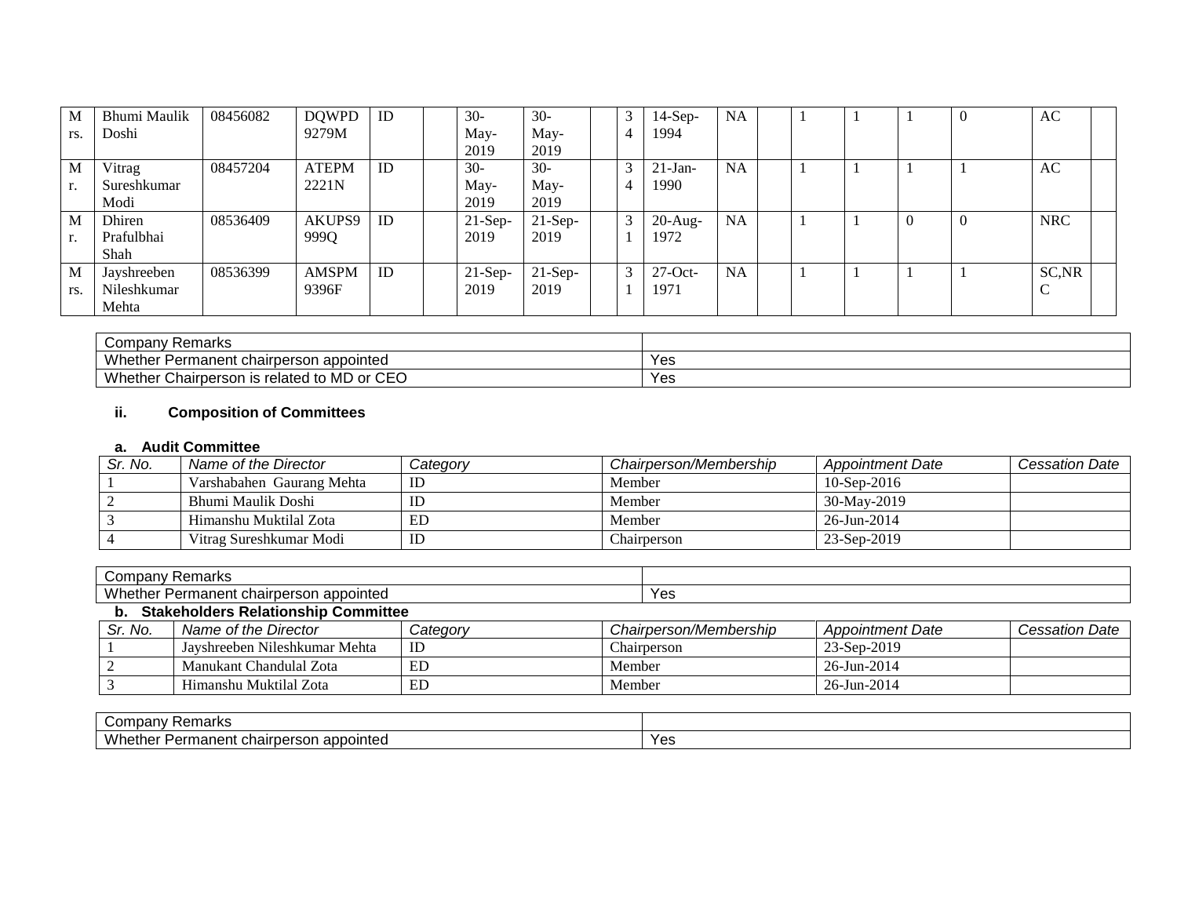| | | | | | | | | | | | | | | | | | | | | |
|---|---|---|---|---|---|---|---|---|---|---|---|---|---|---|---|---|---|---|---|---|
| Mrs. | Bhumi Maulik Doshi | 08456082 | DQWPD9279M | ID | | 30-May-2019 | 30-May-2019 | | 34 | 14-Sep-1994 | NA | | 1 | 1 | 1 | 0 | AC | |
| Mr. | Vitrag Sureshkumar Modi | 08457204 | ATEPM2221N | ID | | 30-May-2019 | 30-May-2019 | | 34 | 21-Jan-1990 | NA | | 1 | 1 | 1 | 1 | AC | |
| Mr. | Dhiren Prafulbhai Shah | 08536409 | AKUPS9999Q | ID | | 21-Sep-2019 | 21-Sep-2019 | | 31 | 20-Aug-1972 | NA | | 1 | 1 | 0 | 0 | NRC | |
| Mrs. | Jayshreeben Nileshkumar Mehta | 08536399 | AMSPM9396F | ID | | 21-Sep-2019 | 21-Sep-2019 | | 31 | 27-Oct-1971 | NA | | 1 | 1 | 1 | 1 | SC,NRC | |

| Company Remarks | |
|---|---|
| Whether Permanent chairperson appointed | Yes |
| Whether Chairperson is related to MD or CEO | Yes |

### ii. Composition of Committees

#### a. Audit Committee

| *Sr. No.* | *Name of the Director* | *Category* | *Chairperson/Membership* | *Appointment Date* | *Cessation Date* |
|---|---|---|---|---|---|
| 1 | Varshabahen Gaurang Mehta | ID | Member | 10-Sep-2016 | |
| 2 | Bhumi Maulik Doshi | ID | Member | 30-May-2019 | |
| 3 | Himanshu Muktilal Zota | ED | Member | 26-Jun-2014 | |
| 4 | Vitrag Sureshkumar Modi | ID | Chairperson | 23-Sep-2019 | |

| Company Remarks | |
|---|---|
| Whether Permanent chairperson appointed | Yes |

#### b. Stakeholders Relationship Committee

| *Sr. No.* | *Name of the Director* | *Category* | *Chairperson/Membership* | *Appointment Date* | *Cessation Date* |
|---|---|---|---|---|---|
| 1 | Jayshreeben Nileshkumar Mehta | ID | Chairperson | 23-Sep-2019 | |
| 2 | Manukant Chandulal Zota | ED | Member | 26-Jun-2014 | |
| 3 | Himanshu Muktilal Zota | ED | Member | 26-Jun-2014 | |

| Company Remarks | |
|---|---|
| Whether Permanent chairperson appointed | Yes |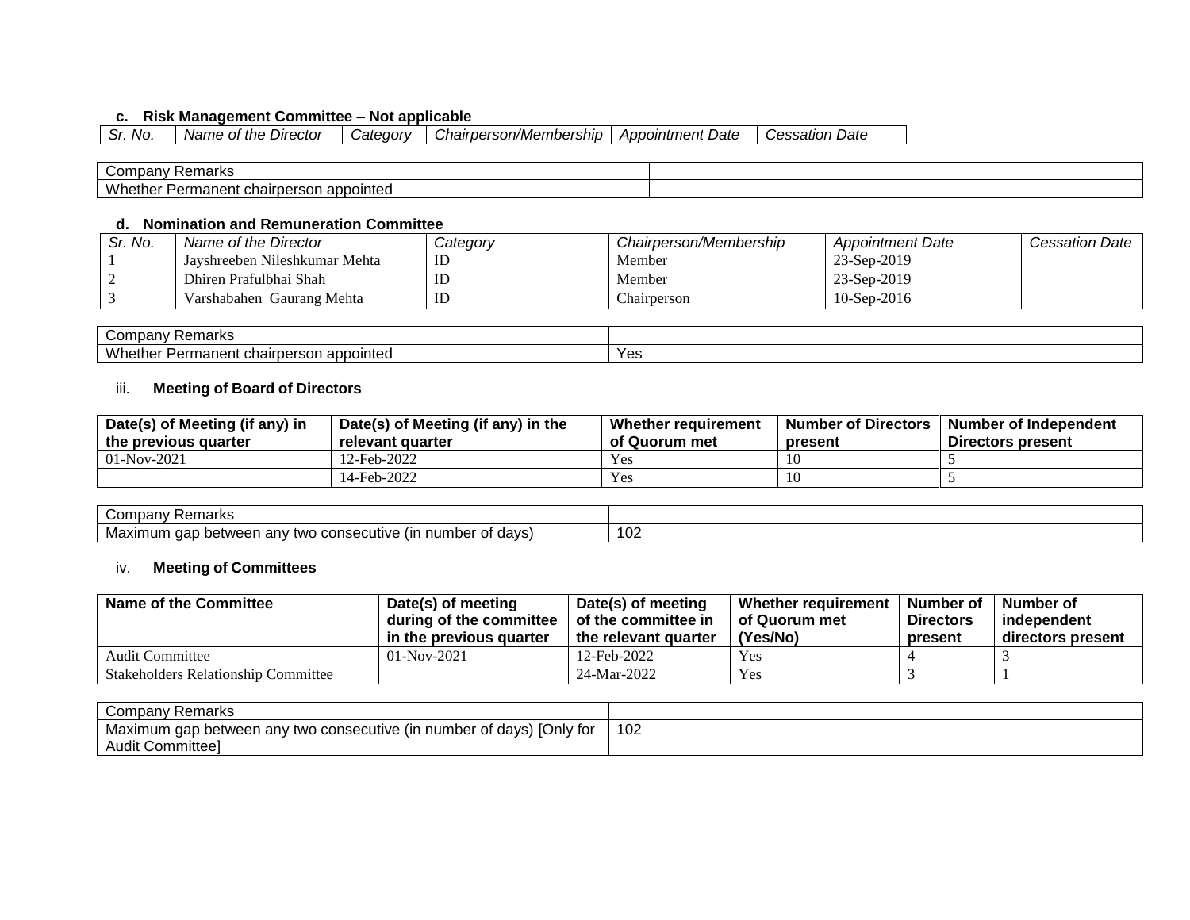### c. Risk Management Committee – Not applicable

| Sr. No. | Name of the Director | Category | Chairperson/Membership | Appointment Date | Cessation Date |
|---|---|---|---|---|---|

| | |
|---|---|
| Company Remarks | |
| Whether Permanent chairperson appointed | |

### d. Nomination and Remuneration Committee

| Sr. No. | Name of the Director | Category | Chairperson/Membership | Appointment Date | Cessation Date |
|---|---|---|---|---|---|
| 1 | Jayshreeben Nileshkumar Mehta | ID | Member | 23-Sep-2019 | |
| 2 | Dhiren Prafulbhai Shah | ID | Member | 23-Sep-2019 | |
| 3 | Varshabahen Gaurang Mehta | ID | Chairperson | 10-Sep-2016 | |

| | |
|---|---|
| Company Remarks | |
| Whether Permanent chairperson appointed | Yes |

### iii. Meeting of Board of Directors

| Date(s) of Meeting (if any) in the previous quarter | Date(s) of Meeting (if any) in the relevant quarter | Whether requirement of Quorum met | Number of Directors present | Number of Independent Directors present |
|---|---|---|---|---|
| 01-Nov-2021 | 12-Feb-2022 | Yes | 10 | 5 |
| | 14-Feb-2022 | Yes | 10 | 5 |

| | |
|---|---|
| Company Remarks | |
| Maximum gap between any two consecutive (in number of days) | 102 |

### iv. Meeting of Committees

| Name of the Committee | Date(s) of meeting during of the committee in the previous quarter | Date(s) of meeting of the committee in the relevant quarter | Whether requirement of Quorum met (Yes/No) | Number of Directors present | Number of independent directors present |
|---|---|---|---|---|---|
| Audit Committee | 01-Nov-2021 | 12-Feb-2022 | Yes | 4 | 3 |
| Stakeholders Relationship Committee | | 24-Mar-2022 | Yes | 3 | 1 |

| | |
|---|---|
| Company Remarks | |
| Maximum gap between any two consecutive (in number of days) [Only for Audit Committee] | 102 |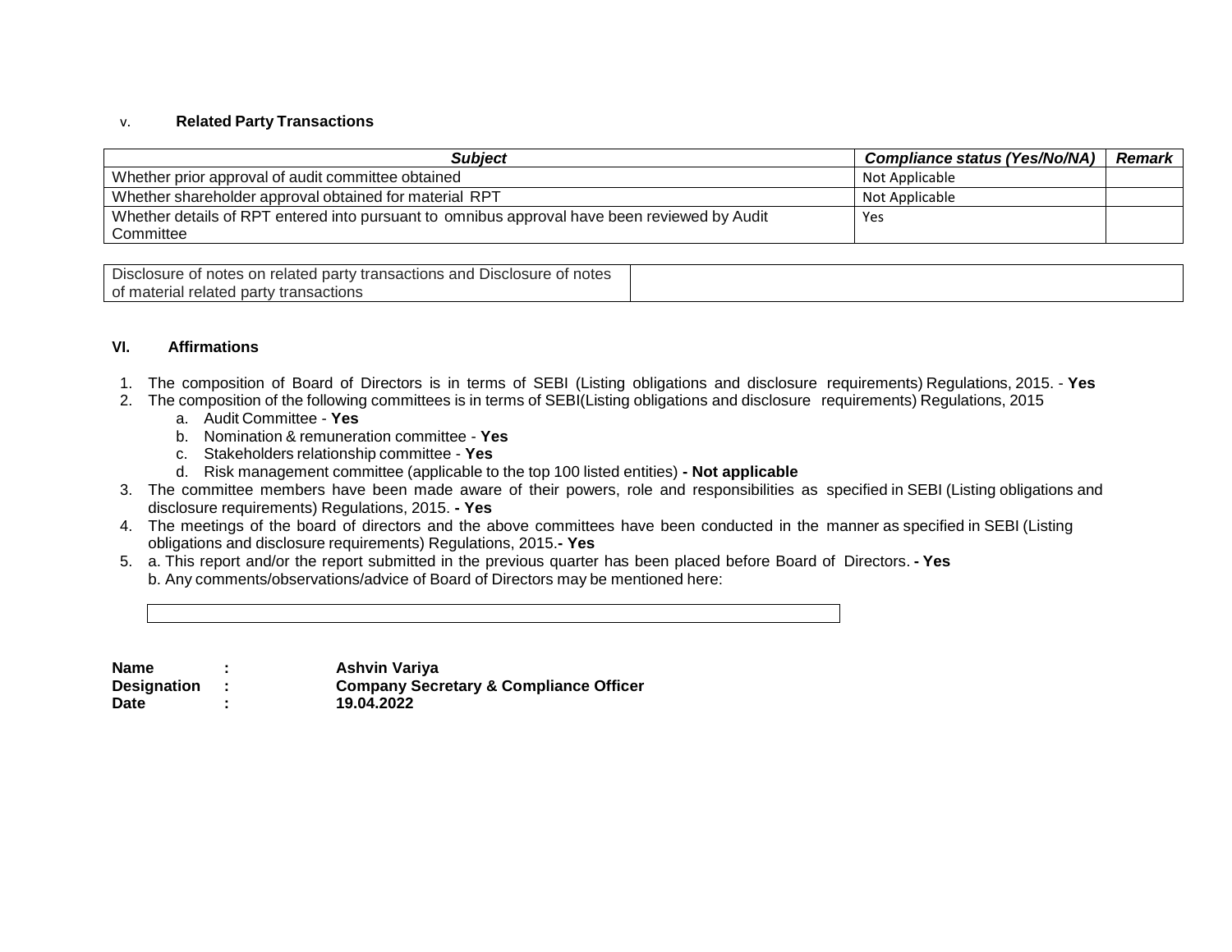v. **Related Party Transactions**

| ***Subject*** | ***Compliance status (Yes/No/NA)*** | ***Remark*** |
|---|---|---|
| Whether prior approval of audit committee obtained | Not Applicable | |
| Whether shareholder approval obtained for material RPT | Not Applicable | |
| Whether details of RPT entered into pursuant to omnibus approval have been reviewed by Audit Committee | Yes | |

| | |
|---|---|
| Disclosure of notes on related party transactions and Disclosure of notes of material related party transactions | |

**VI. Affirmations**

1. The composition of Board of Directors is in terms of SEBI (Listing obligations and disclosure requirements) Regulations, 2015. - **Yes**
2. The composition of the following committees is in terms of SEBI(Listing obligations and disclosure requirements) Regulations, 2015
   a. Audit Committee - **Yes**
   b. Nomination & remuneration committee - **Yes**
   c. Stakeholders relationship committee - **Yes**
   d. Risk management committee (applicable to the top 100 listed entities) **- Not applicable**
3. The committee members have been made aware of their powers, role and responsibilities as specified in SEBI (Listing obligations and disclosure requirements) Regulations, 2015. **- Yes**
4. The meetings of the board of directors and the above committees have been conducted in the manner as specified in SEBI (Listing obligations and disclosure requirements) Regulations, 2015.**- Yes**
5. a. This report and/or the report submitted in the previous quarter has been placed before Board of Directors. **- Yes**
   b. Any comments/observations/advice of Board of Directors may be mentioned here:

| |
|---|
| |

**Name : Ashvin Variya**
**Designation : Company Secretary & Compliance Officer**
**Date : 19.04.2022**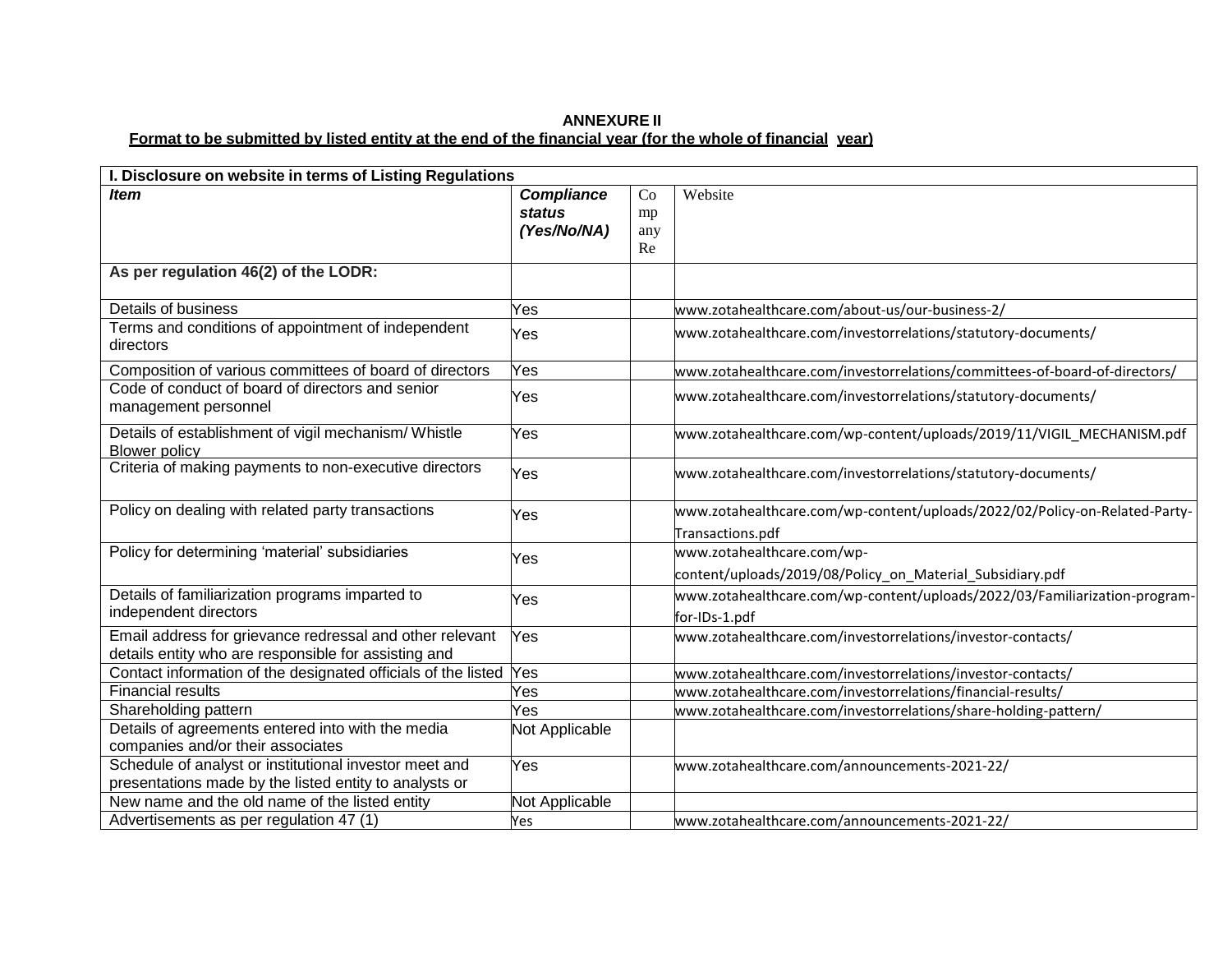**ANNEXURE II**

**Format to be submitted by listed entity at the end of the financial year (for the whole of financial year)**

| I. Disclosure on website in terms of Listing Regulations | | | |
|---|---|---|---|
| ***Item*** | ***Compliance status (Yes/No/NA)*** | Company Re | Website |
| **As per regulation 46(2) of the LODR:** | | | |
| Details of business | Yes | | www.zotahealthcare.com/about-us/our-business-2/ |
| Terms and conditions of appointment of independent directors | Yes | | www.zotahealthcare.com/investorrelations/statutory-documents/ |
| Composition of various committees of board of directors | Yes | | www.zotahealthcare.com/investorrelations/committees-of-board-of-directors/ |
| Code of conduct of board of directors and senior management personnel | Yes | | www.zotahealthcare.com/investorrelations/statutory-documents/ |
| Details of establishment of vigil mechanism/ Whistle Blower policy | Yes | | www.zotahealthcare.com/wp-content/uploads/2019/11/VIGIL_MECHANISM.pdf |
| Criteria of making payments to non-executive directors | Yes | | www.zotahealthcare.com/investorrelations/statutory-documents/ |
| Policy on dealing with related party transactions | Yes | | www.zotahealthcare.com/wp-content/uploads/2022/02/Policy-on-Related-Party-Transactions.pdf |
| Policy for determining 'material' subsidiaries | Yes | | www.zotahealthcare.com/wp-content/uploads/2019/08/Policy_on_Material_Subsidiary.pdf |
| Details of familiarization programs imparted to independent directors | Yes | | www.zotahealthcare.com/wp-content/uploads/2022/03/Familiarization-program-for-IDs-1.pdf |
| Email address for grievance redressal and other relevant details entity who are responsible for assisting and | Yes | | www.zotahealthcare.com/investorrelations/investor-contacts/ |
| Contact information of the designated officials of the listed | Yes | | www.zotahealthcare.com/investorrelations/investor-contacts/ |
| Financial results | Yes | | www.zotahealthcare.com/investorrelations/financial-results/ |
| Shareholding pattern | Yes | | www.zotahealthcare.com/investorrelations/share-holding-pattern/ |
| Details of agreements entered into with the media companies and/or their associates | Not Applicable | | |
| Schedule of analyst or institutional investor meet and presentations made by the listed entity to analysts or | Yes | | www.zotahealthcare.com/announcements-2021-22/ |
| New name and the old name of the listed entity | Not Applicable | | |
| Advertisements as per regulation 47 (1) | Yes | | www.zotahealthcare.com/announcements-2021-22/ |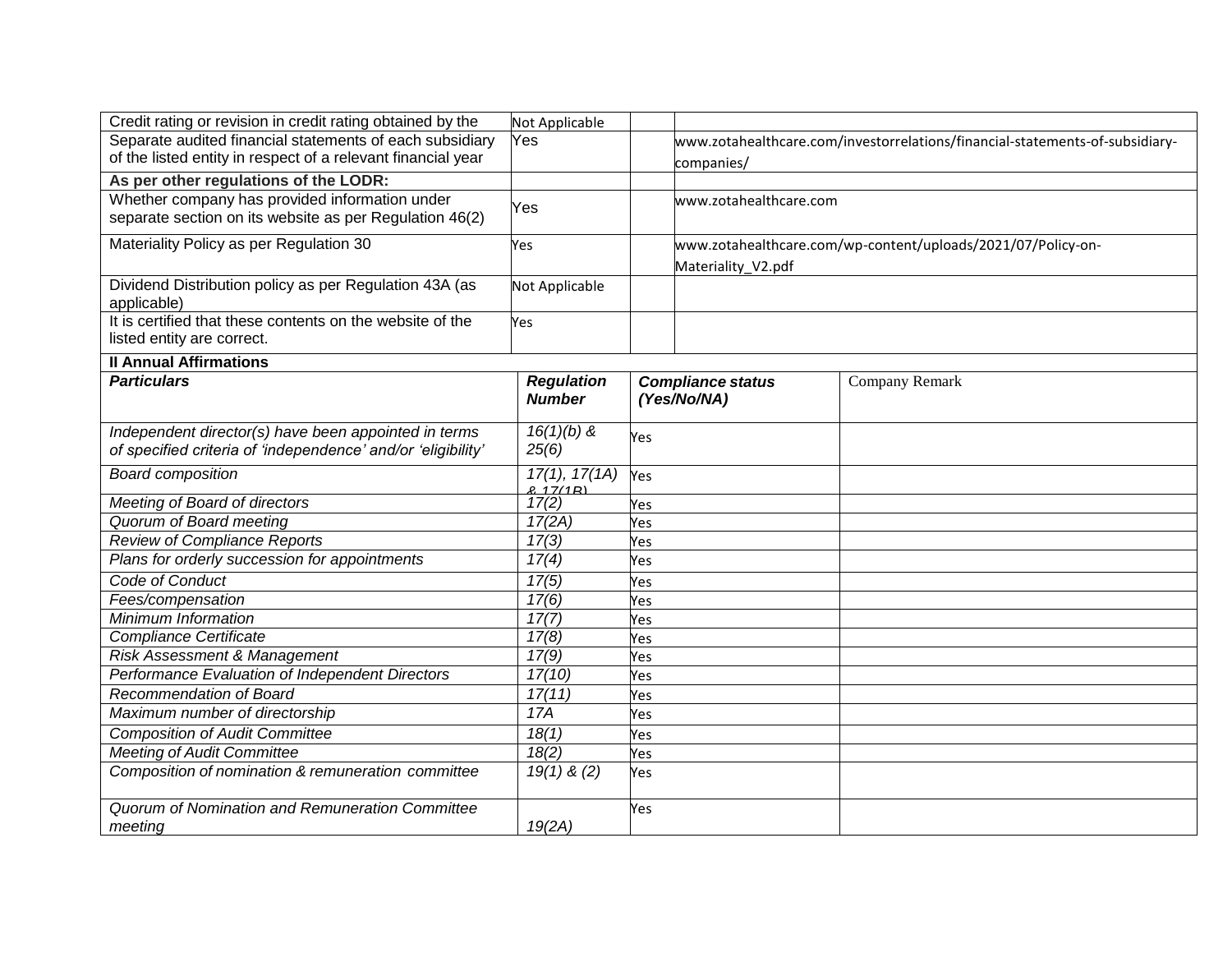| | | | |
|---|---|---|---|
| Credit rating or revision in credit rating obtained by the | Not Applicable | | |
| Separate audited financial statements of each subsidiary of the listed entity in respect of a relevant financial year | Yes | | www.zotahealthcare.com/investorrelations/financial-statements-of-subsidiary-companies/ |
| **As per other regulations of the LODR:** | | | |
| Whether company has provided information under separate section on its website as per Regulation 46(2) | Yes | | www.zotahealthcare.com |
| Materiality Policy as per Regulation 30 | Yes | | www.zotahealthcare.com/wp-content/uploads/2021/07/Policy-on-Materiality_V2.pdf |
| Dividend Distribution policy as per Regulation 43A (as applicable) | Not Applicable | | |
| It is certified that these contents on the website of the listed entity are correct. | Yes | | |

**II Annual Affirmations**

| ***Particulars*** | ***Regulation Number*** | ***Compliance status (Yes/No/NA)*** | Company Remark |
|---|---|---|---|
| *Independent director(s) have been appointed in terms of specified criteria of 'independence' and/or 'eligibility'* | *16(1)(b) & 25(6)* | Yes | |
| *Board composition* | *17(1), 17(1A) & 17(1B)* | Yes | |
| *Meeting of Board of directors* | *17(2)* | Yes | |
| *Quorum of Board meeting* | *17(2A)* | Yes | |
| *Review of Compliance Reports* | *17(3)* | Yes | |
| *Plans for orderly succession for appointments* | *17(4)* | Yes | |
| *Code of Conduct* | *17(5)* | Yes | |
| *Fees/compensation* | *17(6)* | Yes | |
| *Minimum Information* | *17(7)* | Yes | |
| *Compliance Certificate* | *17(8)* | Yes | |
| *Risk Assessment & Management* | *17(9)* | Yes | |
| *Performance Evaluation of Independent Directors* | *17(10)* | Yes | |
| *Recommendation of Board* | *17(11)* | Yes | |
| *Maximum number of directorship* | *17A* | Yes | |
| *Composition of Audit Committee* | *18(1)* | Yes | |
| *Meeting of Audit Committee* | *18(2)* | Yes | |
| *Composition of nomination & remuneration committee* | *19(1) & (2)* | Yes | |
| *Quorum of Nomination and Remuneration Committee meeting* | *19(2A)* | Yes | |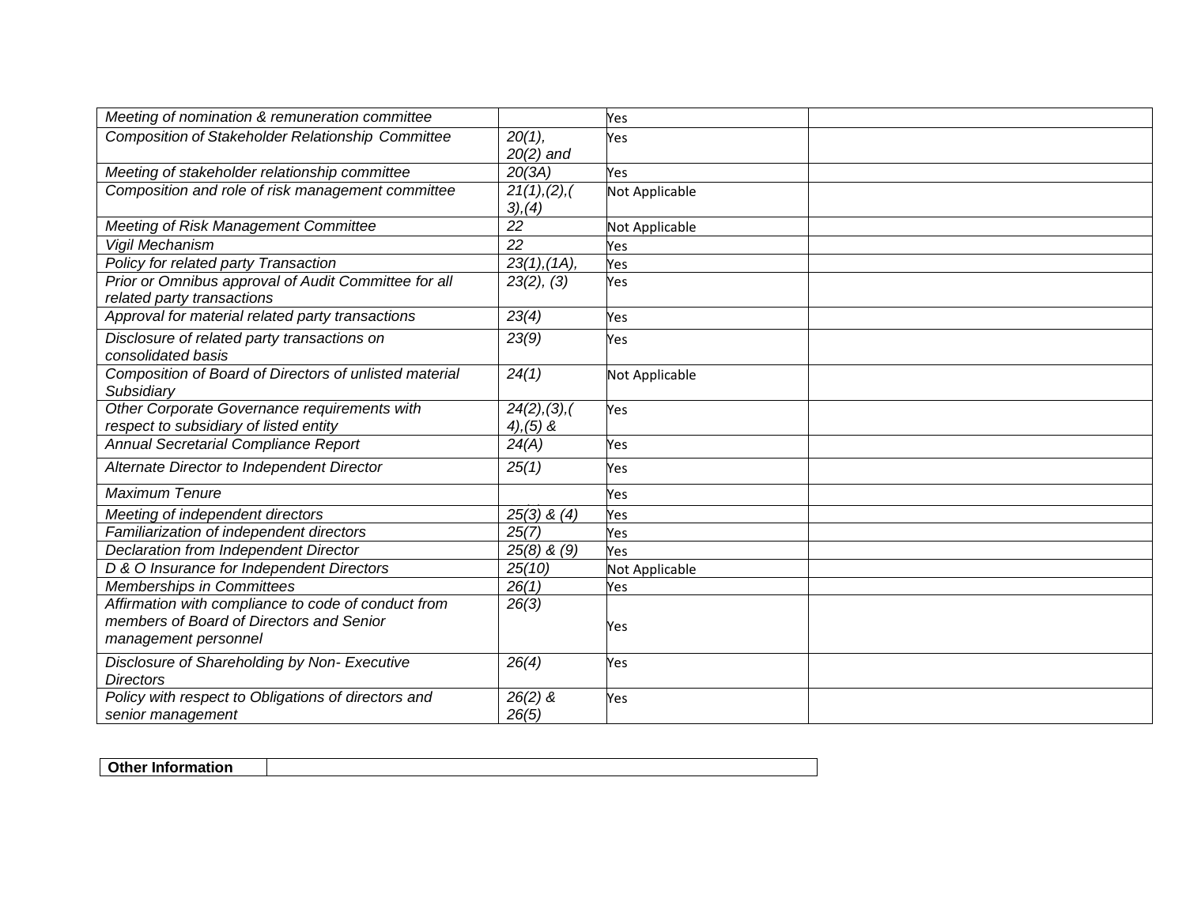| | | | |
|---|---|---|---|
| *Meeting of nomination & remuneration committee* | | Yes | |
| *Composition of Stakeholder Relationship Committee* | *20(1), 20(2) and* | Yes | |
| *Meeting of stakeholder relationship committee* | *20(3A)* | Yes | |
| *Composition and role of risk management committee* | *21(1),(2),( 3),(4)* | Not Applicable | |
| *Meeting of Risk Management Committee* | *22* | Not Applicable | |
| *Vigil Mechanism* | *22* | Yes | |
| *Policy for related party Transaction* | *23(1),(1A),* | Yes | |
| *Prior or Omnibus approval of Audit Committee for all related party transactions* | *23(2), (3)* | Yes | |
| *Approval for material related party transactions* | *23(4)* | Yes | |
| *Disclosure of related party transactions on consolidated basis* | *23(9)* | Yes | |
| *Composition of Board of Directors of unlisted material Subsidiary* | *24(1)* | Not Applicable | |
| *Other Corporate Governance requirements with respect to subsidiary of listed entity* | *24(2),(3),( 4),(5) &* | Yes | |
| *Annual Secretarial Compliance Report* | *24(A)* | Yes | |
| *Alternate Director to Independent Director* | *25(1)* | Yes | |
| *Maximum Tenure* | | Yes | |
| *Meeting of independent directors* | *25(3) & (4)* | Yes | |
| *Familiarization of independent directors* | *25(7)* | Yes | |
| *Declaration from Independent Director* | *25(8) & (9)* | Yes | |
| *D & O Insurance for Independent Directors* | *25(10)* | Not Applicable | |
| *Memberships in Committees* | *26(1)* | Yes | |
| *Affirmation with compliance to code of conduct from members of Board of Directors and Senior management personnel* | *26(3)* | Yes | |
| *Disclosure of Shareholding by Non- Executive Directors* | *26(4)* | Yes | |
| *Policy with respect to Obligations of directors and senior management* | *26(2) & 26(5)* | Yes | |

| **Other Information** | |
|---|---|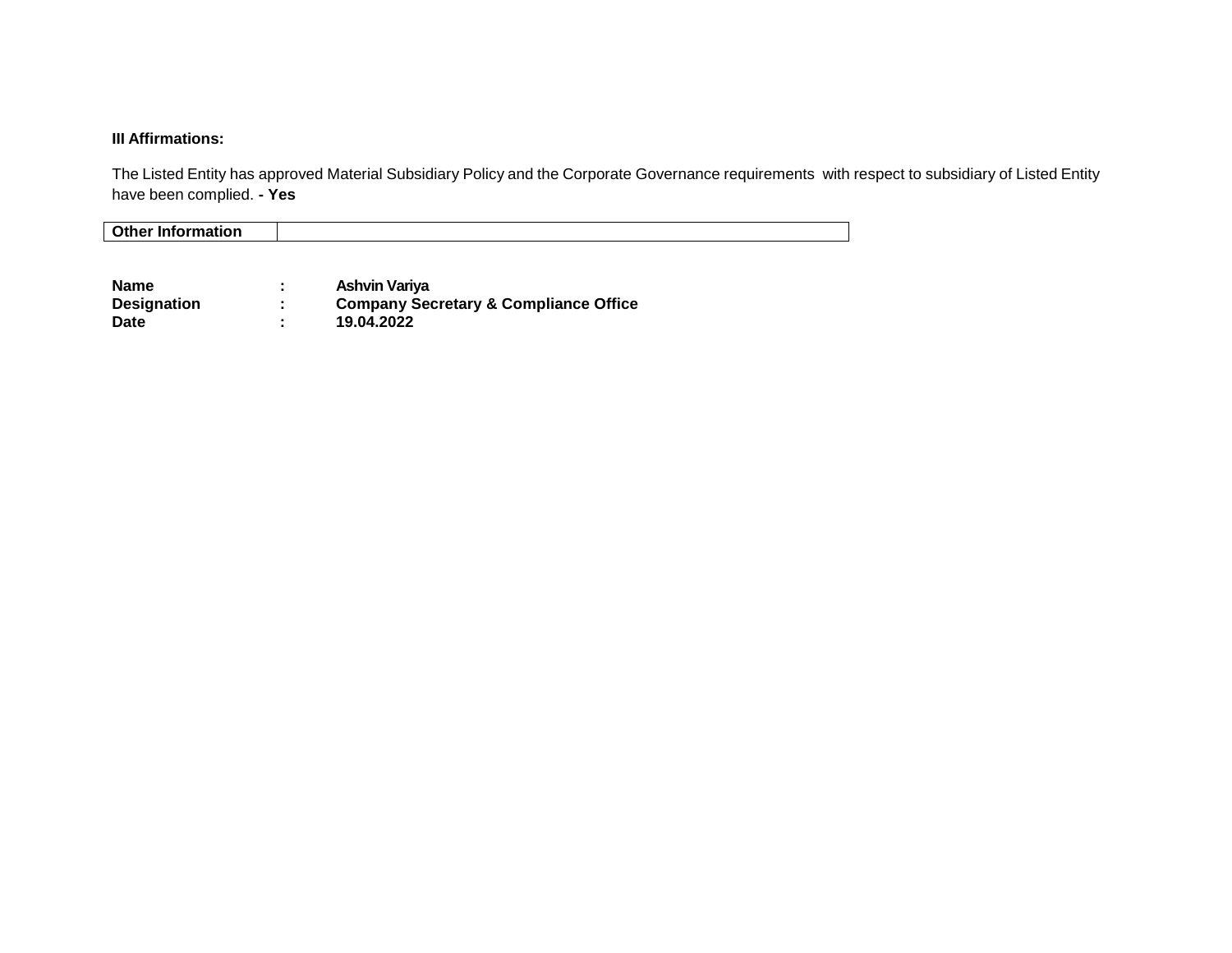**III Affirmations:**

The Listed Entity has approved Material Subsidiary Policy and the Corporate Governance requirements with respect to subsidiary of Listed Entity have been complied. **- Yes**

| | |
|---|---|
| **Other Information** | |

| | | |
|---|---|---|
| **Name** | **:** | **Ashvin Variya** |
| **Designation** | **:** | **Company Secretary & Compliance Office** |
| **Date** | **:** | **19.04.2022** |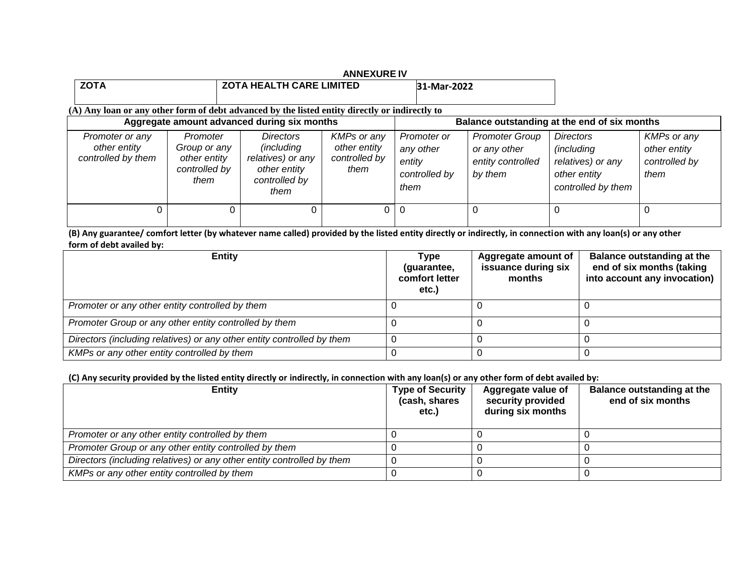## ANNEXURE IV

| | | |
|---|---|---|
| ZOTA | ZOTA HEALTH CARE LIMITED | 31-Mar-2022 |

**(A) Any loan or any other form of debt advanced by the listed entity directly or indirectly to**

| Aggregate amount advanced during six months | | | | Balance outstanding at the end of six months | | | |
|---|---|---|---|---|---|---|---|
| *Promoter or any other entity controlled by them* | *Promoter Group or any other entity controlled by them* | *Directors (including relatives) or any other entity controlled by them* | *KMPs or any other entity controlled by them* | *Promoter or any other entity controlled by them* | *Promoter Group or any other entity controlled by them* | *Directors (including relatives) or any other entity controlled by them* | *KMPs or any other entity controlled by them* |
| 0 | 0 | 0 | 0 | 0 | 0 | 0 | 0 |

**(B) Any guarantee/ comfort letter (by whatever name called) provided by the listed entity directly or indirectly, in connection with any loan(s) or any other form of debt availed by:**

| Entity | Type (guarantee, comfort letter etc.) | Aggregate amount of issuance during six months | Balance outstanding at the end of six months (taking into account any invocation) |
|---|---|---|---|
| *Promoter or any other entity controlled by them* | 0 | 0 | 0 |
| *Promoter Group or any other entity controlled by them* | 0 | 0 | 0 |
| *Directors (including relatives) or any other entity controlled by them* | 0 | 0 | 0 |
| *KMPs or any other entity controlled by them* | 0 | 0 | 0 |

**(C) Any security provided by the listed entity directly or indirectly, in connection with any loan(s) or any other form of debt availed by:**

| Entity | Type of Security (cash, shares etc.) | Aggregate value of security provided during six months | Balance outstanding at the end of six months |
|---|---|---|---|
| *Promoter or any other entity controlled by them* | 0 | 0 | 0 |
| *Promoter Group or any other entity controlled by them* | 0 | 0 | 0 |
| *Directors (including relatives) or any other entity controlled by them* | 0 | 0 | 0 |
| *KMPs or any other entity controlled by them* | 0 | 0 | 0 |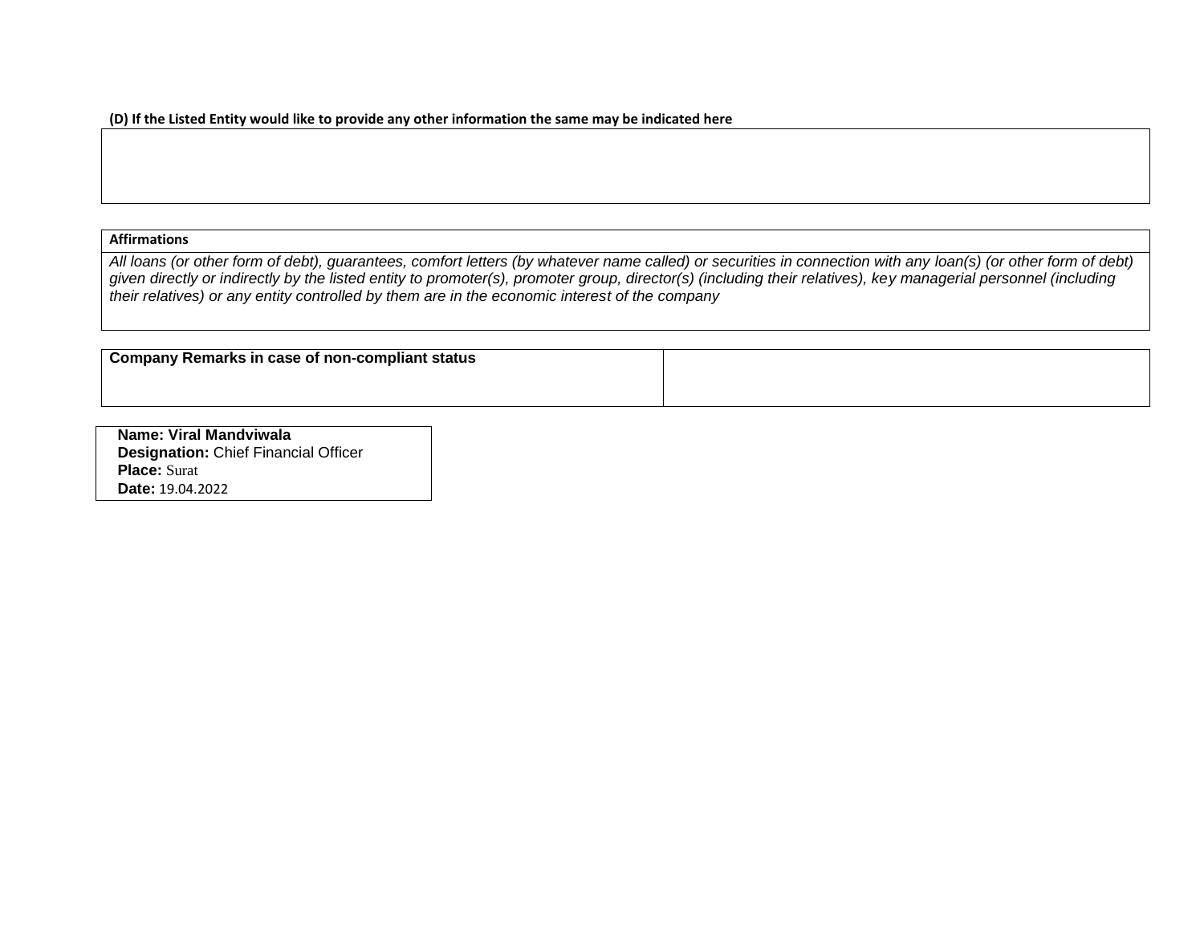**(D) If the Listed Entity would like to provide any other information the same may be indicated here**

| |
|---|
| |

| **Affirmations** |
|---|
| *All loans (or other form of debt), guarantees, comfort letters (by whatever name called) or securities in connection with any loan(s) (or other form of debt) given directly or indirectly by the listed entity to promoter(s), promoter group, director(s) (including their relatives), key managerial personnel (including their relatives) or any entity controlled by them are in the economic interest of the company* |

| | |
|---|---|
| **Company Remarks in case of non-compliant status** | |

**Name: Viral Mandviwala**
**Designation:** Chief Financial Officer
**Place:** Surat
**Date:** 19.04.2022